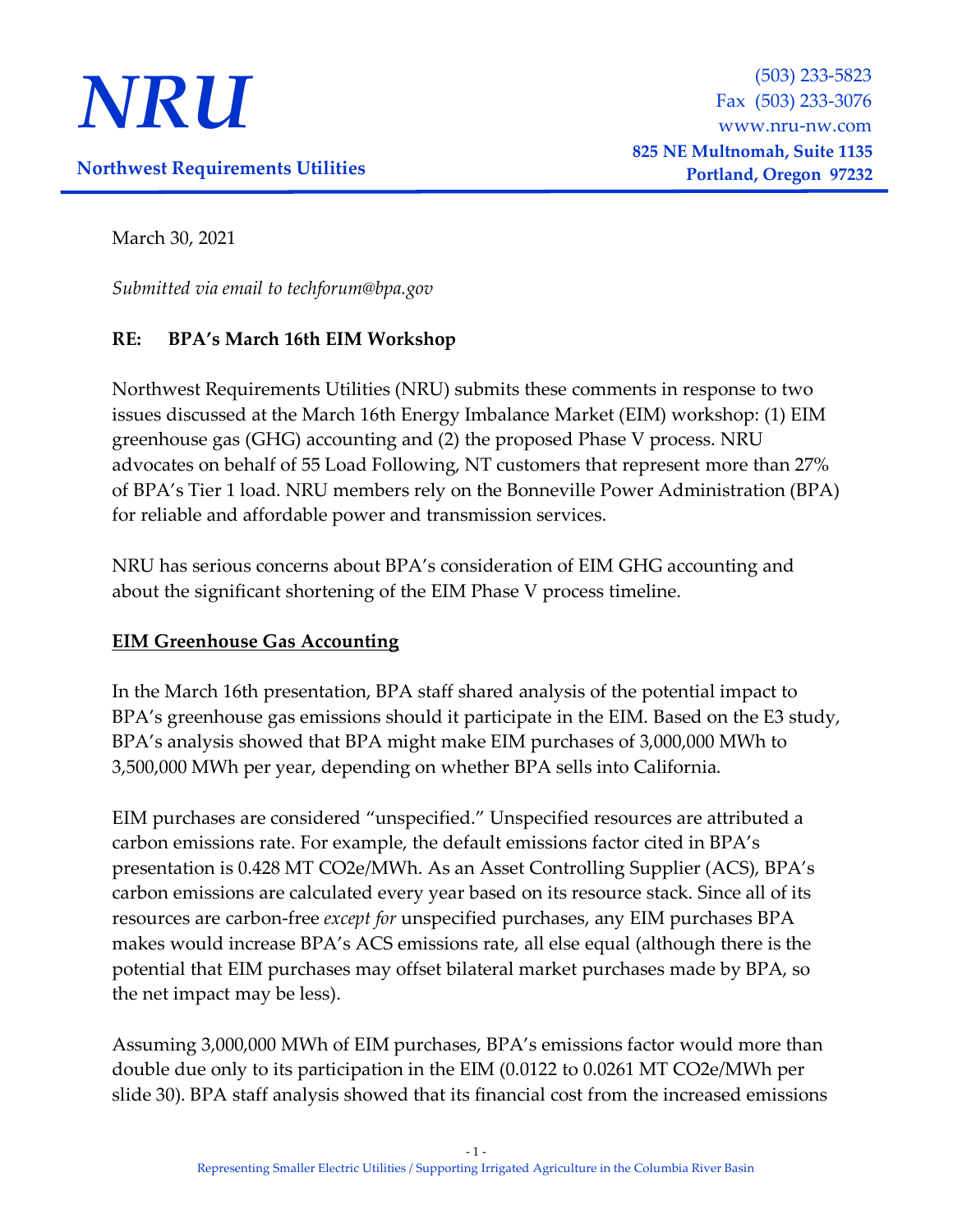# NRU

**Northwest Requirements Utilities**

(503) 233-5823
Fax (503) 233-3076
www.nru-nw.com
**825 NE Multnomah, Suite 1135**
**Portland, Oregon 97232**

March 30, 2021

*Submitted via email to techforum@bpa.gov*

**RE: BPA's March 16th EIM Workshop**

Northwest Requirements Utilities (NRU) submits these comments in response to two issues discussed at the March 16th Energy Imbalance Market (EIM) workshop: (1) EIM greenhouse gas (GHG) accounting and (2) the proposed Phase V process. NRU advocates on behalf of 55 Load Following, NT customers that represent more than 27% of BPA's Tier 1 load. NRU members rely on the Bonneville Power Administration (BPA) for reliable and affordable power and transmission services.

NRU has serious concerns about BPA's consideration of EIM GHG accounting and about the significant shortening of the EIM Phase V process timeline.

## EIM Greenhouse Gas Accounting

In the March 16th presentation, BPA staff shared analysis of the potential impact to BPA's greenhouse gas emissions should it participate in the EIM. Based on the E3 study, BPA's analysis showed that BPA might make EIM purchases of 3,000,000 MWh to 3,500,000 MWh per year, depending on whether BPA sells into California.

EIM purchases are considered "unspecified." Unspecified resources are attributed a carbon emissions rate. For example, the default emissions factor cited in BPA's presentation is 0.428 MT $CO_2e$/MWh. As an Asset Controlling Supplier (ACS), BPA's carbon emissions are calculated every year based on its resource stack. Since all of its resources are carbon-free *except for* unspecified purchases, any EIM purchases BPA makes would increase BPA's ACS emissions rate, all else equal (although there is the potential that EIM purchases may offset bilateral market purchases made by BPA, so the net impact may be less).

Assuming 3,000,000 MWh of EIM purchases, BPA's emissions factor would more than double due only to its participation in the EIM (0.0122 to 0.0261 MT $CO_2e$/MWh per slide 30). BPA staff analysis showed that its financial cost from the increased emissions

Representing Smaller Electric Utilities / Supporting Irrigated Agriculture in the Columbia River Basin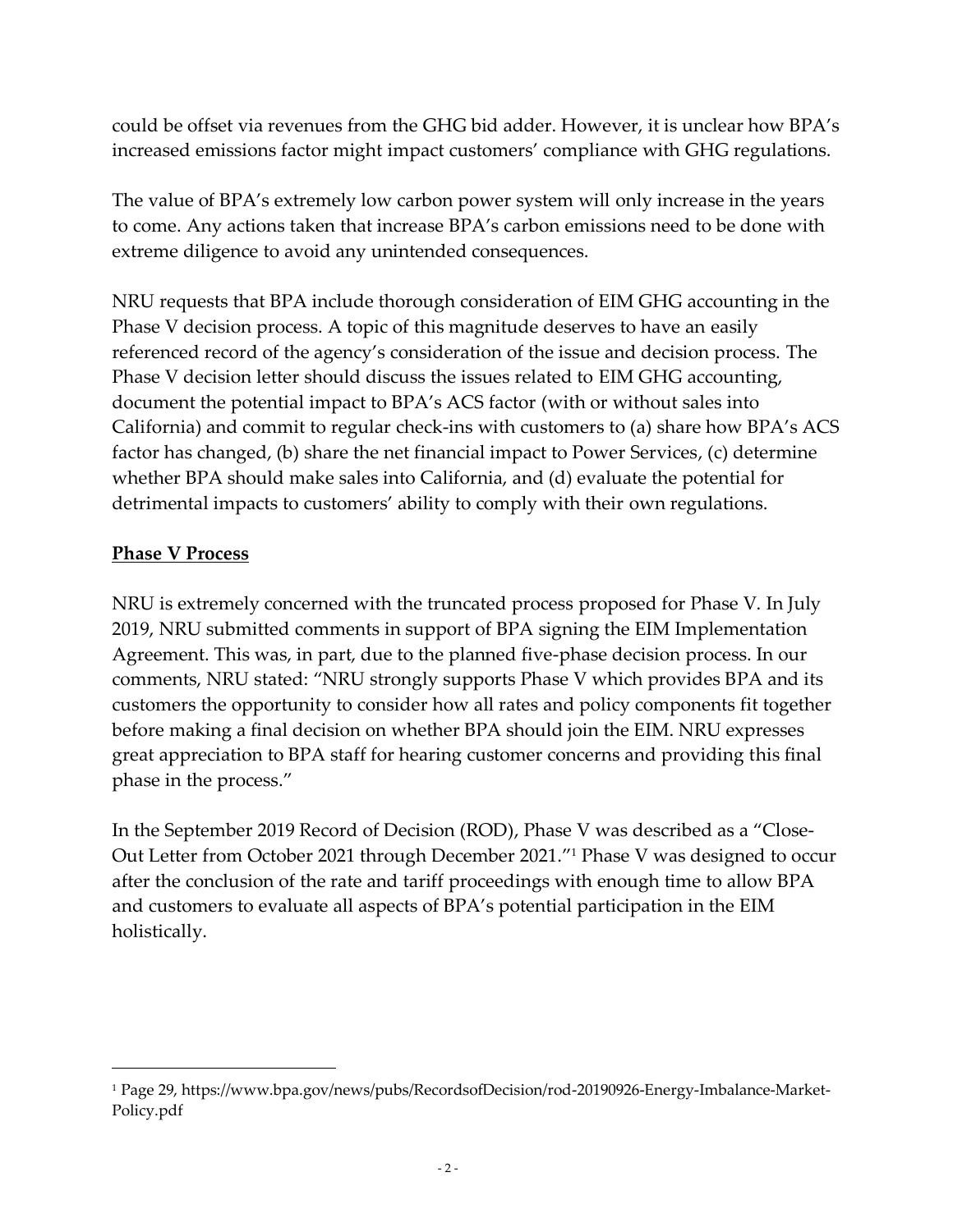could be offset via revenues from the GHG bid adder. However, it is unclear how BPA's increased emissions factor might impact customers' compliance with GHG regulations.

The value of BPA's extremely low carbon power system will only increase in the years to come. Any actions taken that increase BPA's carbon emissions need to be done with extreme diligence to avoid any unintended consequences.

NRU requests that BPA include thorough consideration of EIM GHG accounting in the Phase V decision process. A topic of this magnitude deserves to have an easily referenced record of the agency's consideration of the issue and decision process. The Phase V decision letter should discuss the issues related to EIM GHG accounting, document the potential impact to BPA's ACS factor (with or without sales into California) and commit to regular check-ins with customers to (a) share how BPA's ACS factor has changed, (b) share the net financial impact to Power Services, (c) determine whether BPA should make sales into California, and (d) evaluate the potential for detrimental impacts to customers' ability to comply with their own regulations.

## **Phase V Process**

NRU is extremely concerned with the truncated process proposed for Phase V. In July 2019, NRU submitted comments in support of BPA signing the EIM Implementation Agreement. This was, in part, due to the planned five-phase decision process. In our comments, NRU stated: "NRU strongly supports Phase V which provides BPA and its customers the opportunity to consider how all rates and policy components fit together before making a final decision on whether BPA should join the EIM. NRU expresses great appreciation to BPA staff for hearing customer concerns and providing this final phase in the process."

In the September 2019 Record of Decision (ROD), Phase V was described as a "Close-Out Letter from October 2021 through December 2021."[1] Phase V was designed to occur after the conclusion of the rate and tariff proceedings with enough time to allow BPA and customers to evaluate all aspects of BPA's potential participation in the EIM holistically.

---

[1] Page 29, https://www.bpa.gov/news/pubs/RecordsofDecision/rod-20190926-Energy-Imbalance-Market-Policy.pdf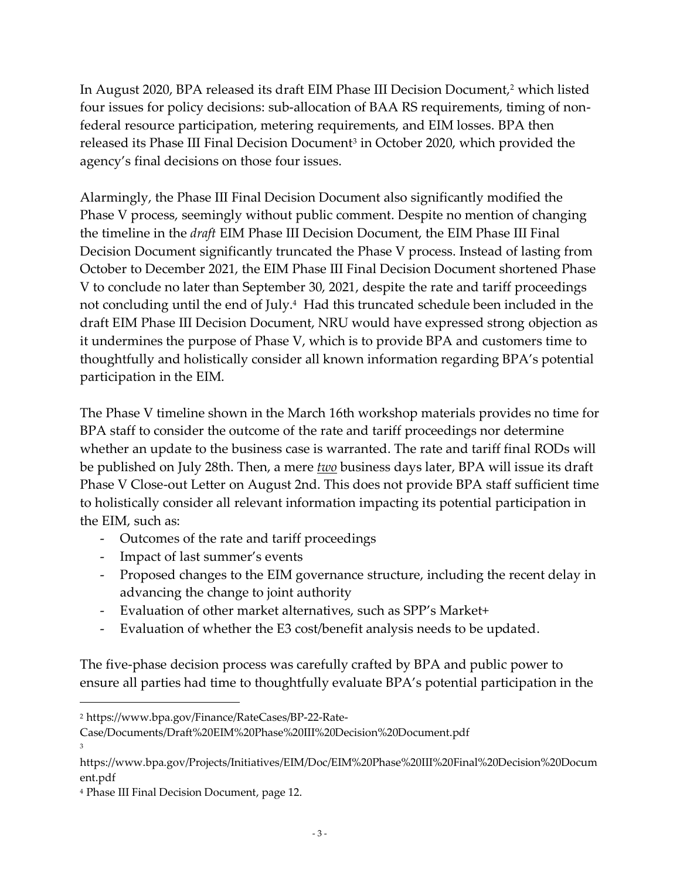In August 2020, BPA released its draft EIM Phase III Decision Document,[2] which listed four issues for policy decisions: sub-allocation of BAA RS requirements, timing of non-federal resource participation, metering requirements, and EIM losses. BPA then released its Phase III Final Decision Document[3] in October 2020, which provided the agency's final decisions on those four issues.

Alarmingly, the Phase III Final Decision Document also significantly modified the Phase V process, seemingly without public comment. Despite no mention of changing the timeline in the *draft* EIM Phase III Decision Document, the EIM Phase III Final Decision Document significantly truncated the Phase V process. Instead of lasting from October to December 2021, the EIM Phase III Final Decision Document shortened Phase V to conclude no later than September 30, 2021, despite the rate and tariff proceedings not concluding until the end of July.[4] Had this truncated schedule been included in the draft EIM Phase III Decision Document, NRU would have expressed strong objection as it undermines the purpose of Phase V, which is to provide BPA and customers time to thoughtfully and holistically consider all known information regarding BPA's potential participation in the EIM.

The Phase V timeline shown in the March 16th workshop materials provides no time for BPA staff to consider the outcome of the rate and tariff proceedings nor determine whether an update to the business case is warranted. The rate and tariff final RODs will be published on July 28th. Then, a mere ***two*** business days later, BPA will issue its draft Phase V Close-out Letter on August 2nd. This does not provide BPA staff sufficient time to holistically consider all relevant information impacting its potential participation in the EIM, such as:

- Outcomes of the rate and tariff proceedings
- Impact of last summer's events
- Proposed changes to the EIM governance structure, including the recent delay in advancing the change to joint authority
- Evaluation of other market alternatives, such as SPP's Market+
- Evaluation of whether the E3 cost/benefit analysis needs to be updated.

The five-phase decision process was carefully crafted by BPA and public power to ensure all parties had time to thoughtfully evaluate BPA's potential participation in the

---

[2] https://www.bpa.gov/Finance/RateCases/BP-22-Rate-Case/Documents/Draft%20EIM%20Phase%20III%20Decision%20Document.pdf

[3] https://www.bpa.gov/Projects/Initiatives/EIM/Doc/EIM%20Phase%20III%20Final%20Decision%20Document.pdf

[4] Phase III Final Decision Document, page 12.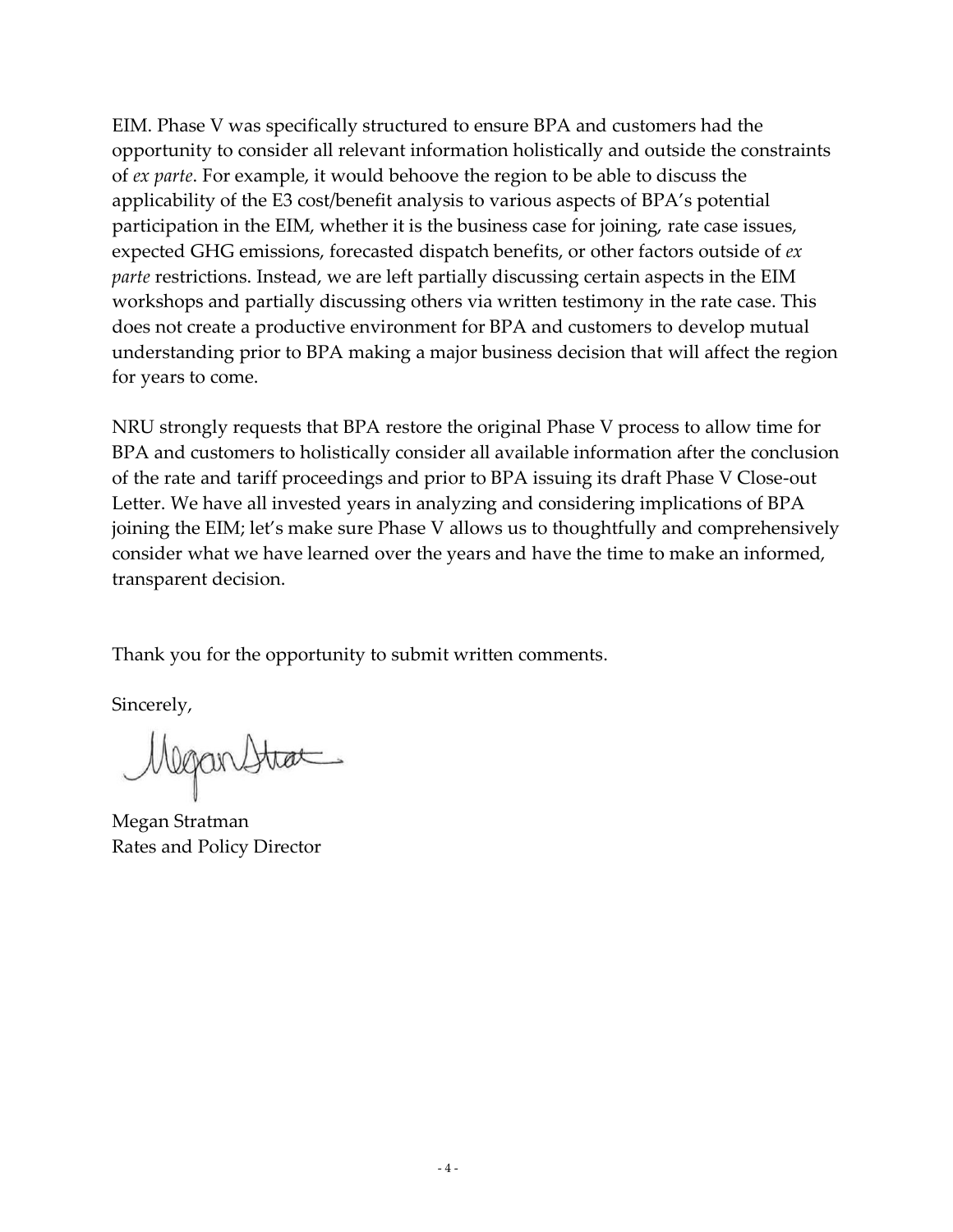EIM. Phase V was specifically structured to ensure BPA and customers had the opportunity to consider all relevant information holistically and outside the constraints of *ex parte*. For example, it would behoove the region to be able to discuss the applicability of the E3 cost/benefit analysis to various aspects of BPA's potential participation in the EIM, whether it is the business case for joining, rate case issues, expected GHG emissions, forecasted dispatch benefits, or other factors outside of *ex parte* restrictions. Instead, we are left partially discussing certain aspects in the EIM workshops and partially discussing others via written testimony in the rate case. This does not create a productive environment for BPA and customers to develop mutual understanding prior to BPA making a major business decision that will affect the region for years to come.

NRU strongly requests that BPA restore the original Phase V process to allow time for BPA and customers to holistically consider all available information after the conclusion of the rate and tariff proceedings and prior to BPA issuing its draft Phase V Close-out Letter. We have all invested years in analyzing and considering implications of BPA joining the EIM; let's make sure Phase V allows us to thoughtfully and comprehensively consider what we have learned over the years and have the time to make an informed, transparent decision.

Thank you for the opportunity to submit written comments.

Sincerely,

Megan Stratman
Rates and Policy Director